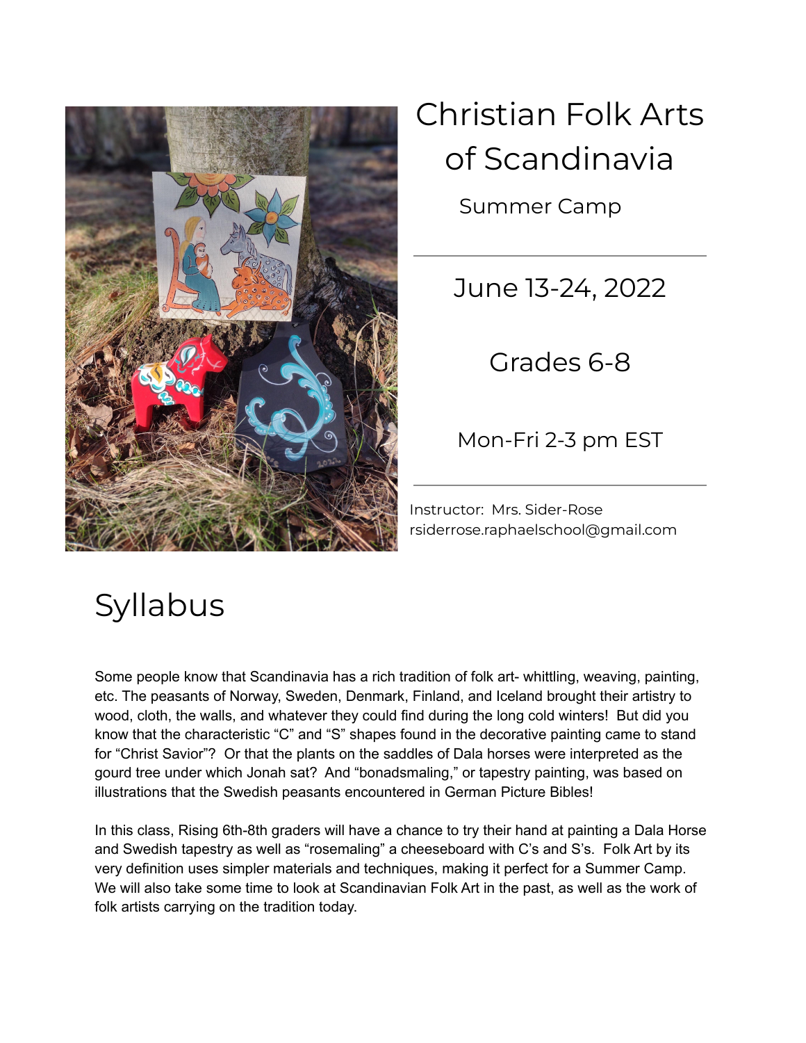# Christian Folk Arts of Scandinavia

Summer Camp

June 13-24, 2022

Grades 6-8

Mon-Fri 2-3 pm EST

Instructor: Mrs. Sider-Rose
rsiderrose.raphaelschool@gmail.com

## Syllabus

Some people know that Scandinavia has a rich tradition of folk art- whittling, weaving, painting, etc. The peasants of Norway, Sweden, Denmark, Finland, and Iceland brought their artistry to wood, cloth, the walls, and whatever they could find during the long cold winters! But did you know that the characteristic "C" and "S" shapes found in the decorative painting came to stand for "Christ Savior"? Or that the plants on the saddles of Dala horses were interpreted as the gourd tree under which Jonah sat? And "bonadsmaling," or tapestry painting, was based on illustrations that the Swedish peasants encountered in German Picture Bibles!

In this class, Rising 6th-8th graders will have a chance to try their hand at painting a Dala Horse and Swedish tapestry as well as "rosemaling" a cheeseboard with C's and S's. Folk Art by its very definition uses simpler materials and techniques, making it perfect for a Summer Camp. We will also take some time to look at Scandinavian Folk Art in the past, as well as the work of folk artists carrying on the tradition today.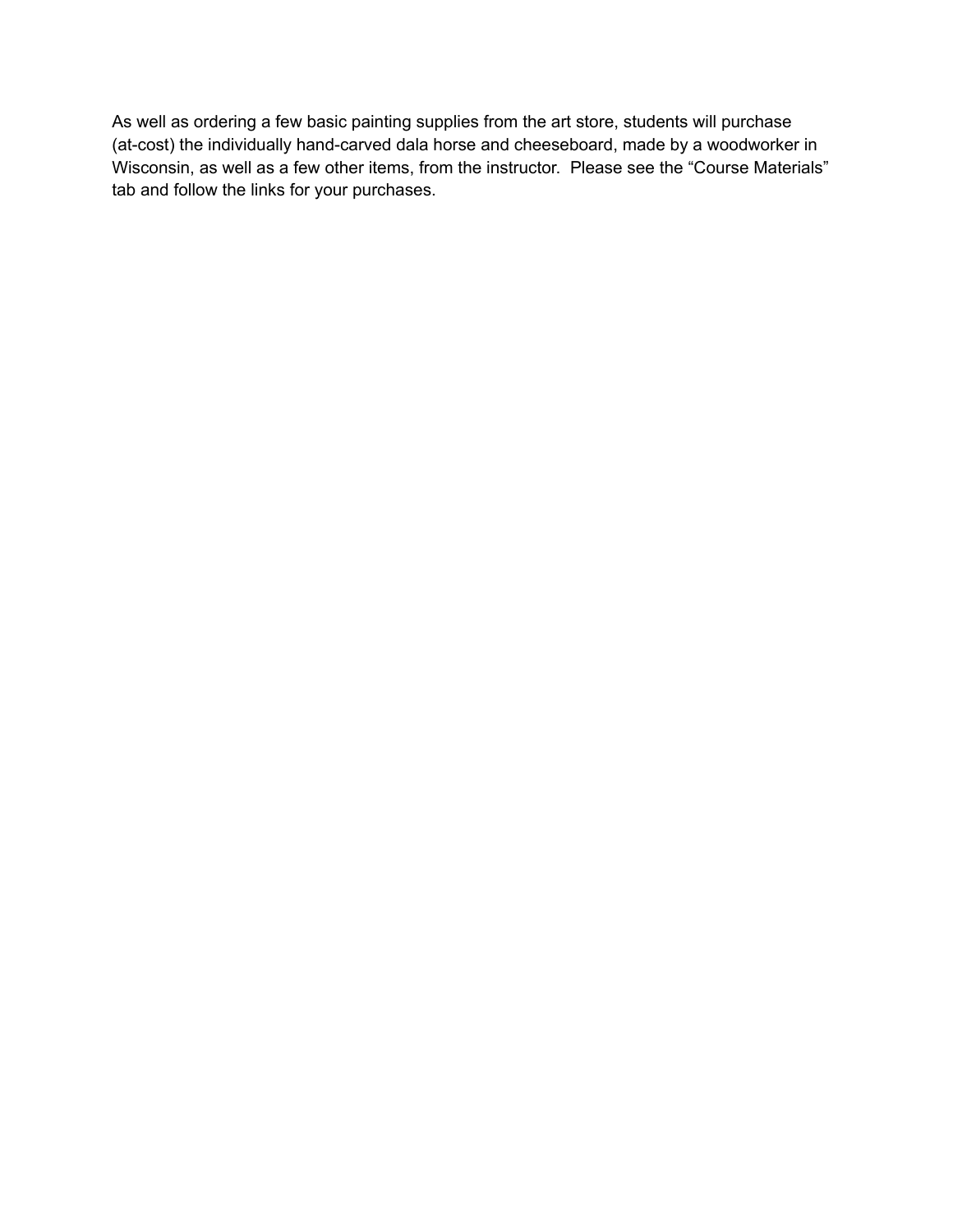As well as ordering a few basic painting supplies from the art store, students will purchase (at-cost) the individually hand-carved dala horse and cheeseboard, made by a woodworker in Wisconsin, as well as a few other items, from the instructor.  Please see the "Course Materials" tab and follow the links for your purchases.